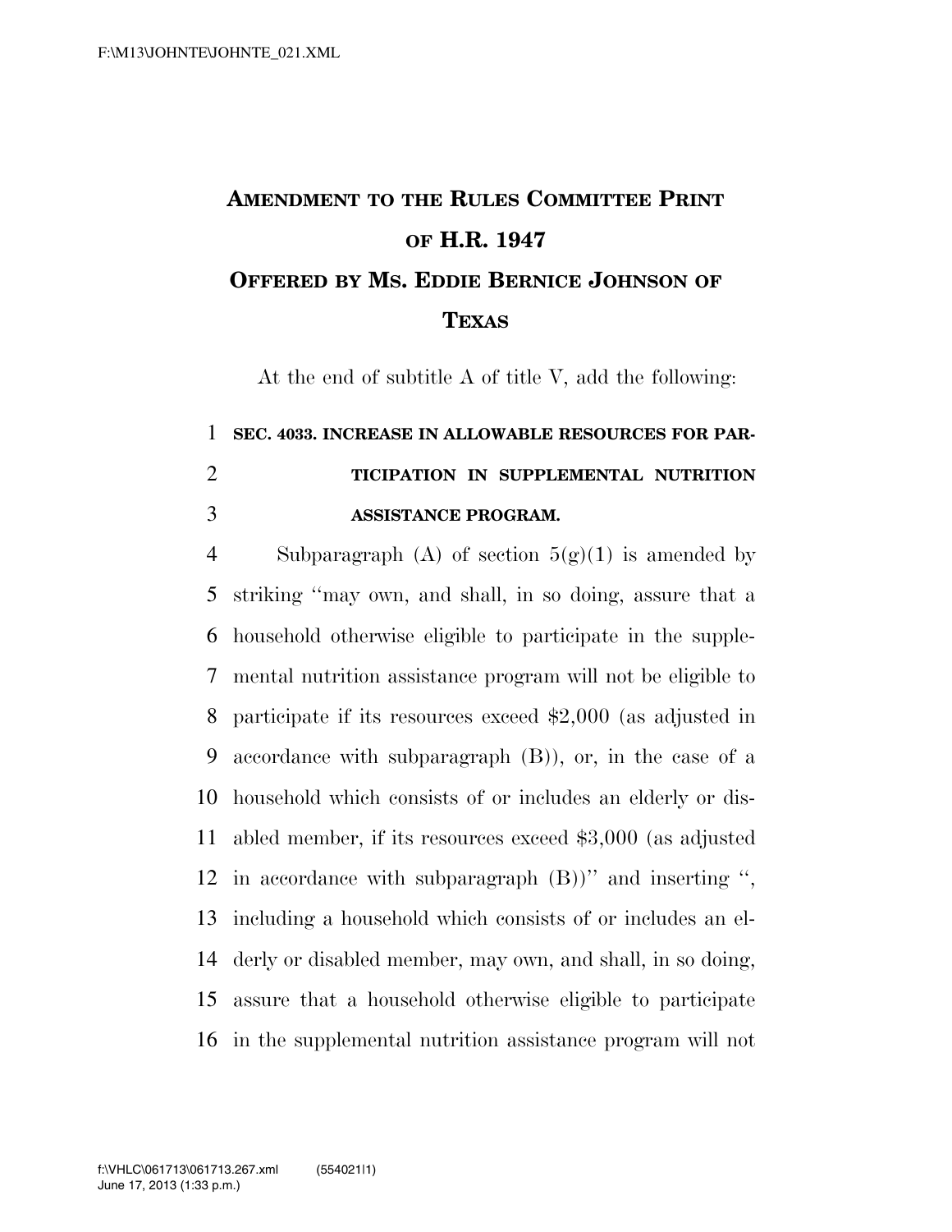# Amendment to the Rules Committee Print of H.R. 1947

## Offered by Ms. Eddie Bernice Johnson of Texas

At the end of subtitle A of title V, add the following:

**SEC. 4033. INCREASE IN ALLOWABLE RESOURCES FOR PARTICIPATION IN SUPPLEMENTAL NUTRITION ASSISTANCE PROGRAM.**

Subparagraph (A) of section 5(g)(1) is amended by striking "may own, and shall, in so doing, assure that a household otherwise eligible to participate in the supplemental nutrition assistance program will not be eligible to participate if its resources exceed $2,000 (as adjusted in accordance with subparagraph (B)), or, in the case of a household which consists of or includes an elderly or disabled member, if its resources exceed $3,000 (as adjusted in accordance with subparagraph (B))" and inserting ", including a household which consists of or includes an elderly or disabled member, may own, and shall, in so doing, assure that a household otherwise eligible to participate in the supplemental nutrition assistance program will not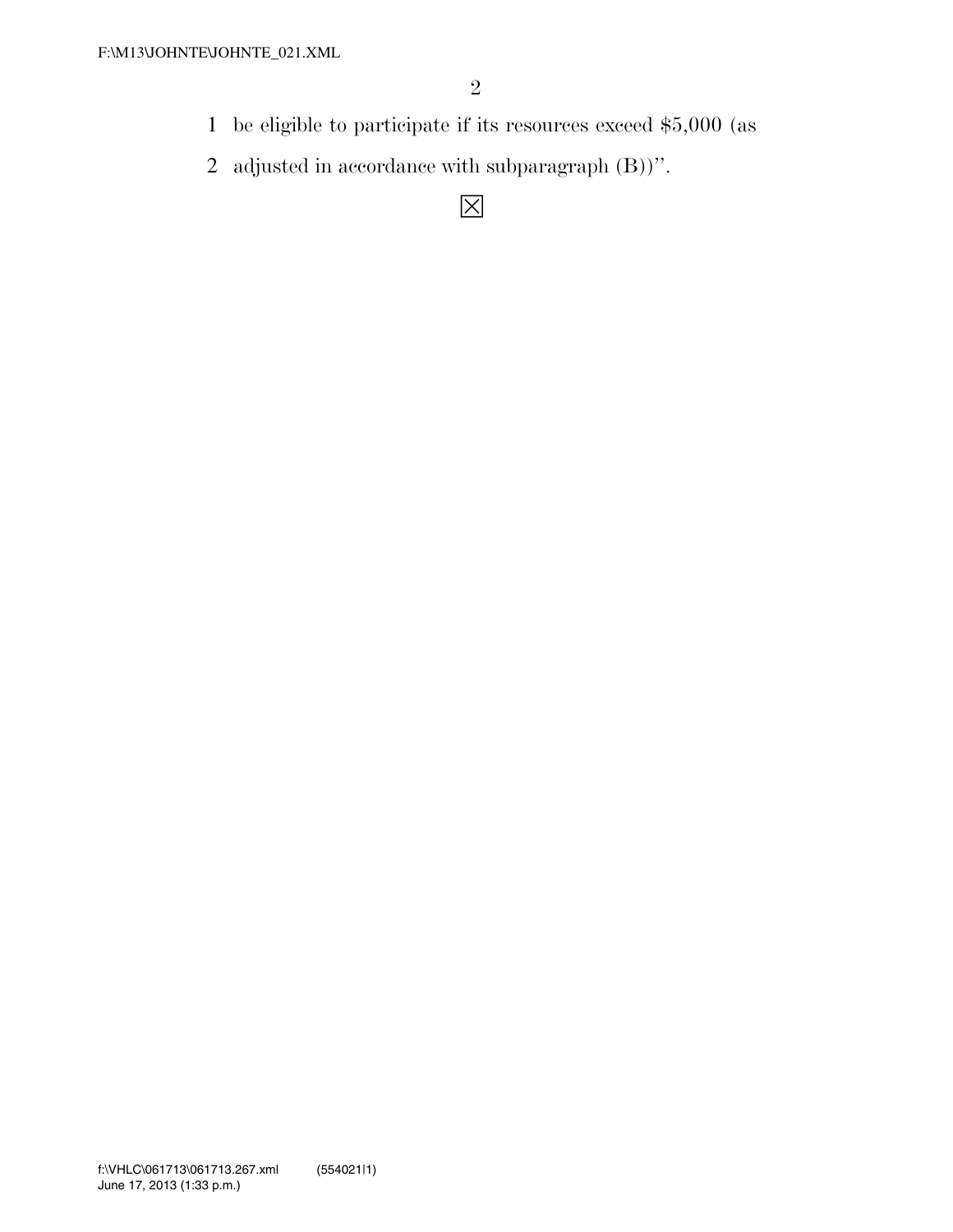be eligible to participate if its resources exceed $5,000 (as adjusted in accordance with subparagraph (B))''.